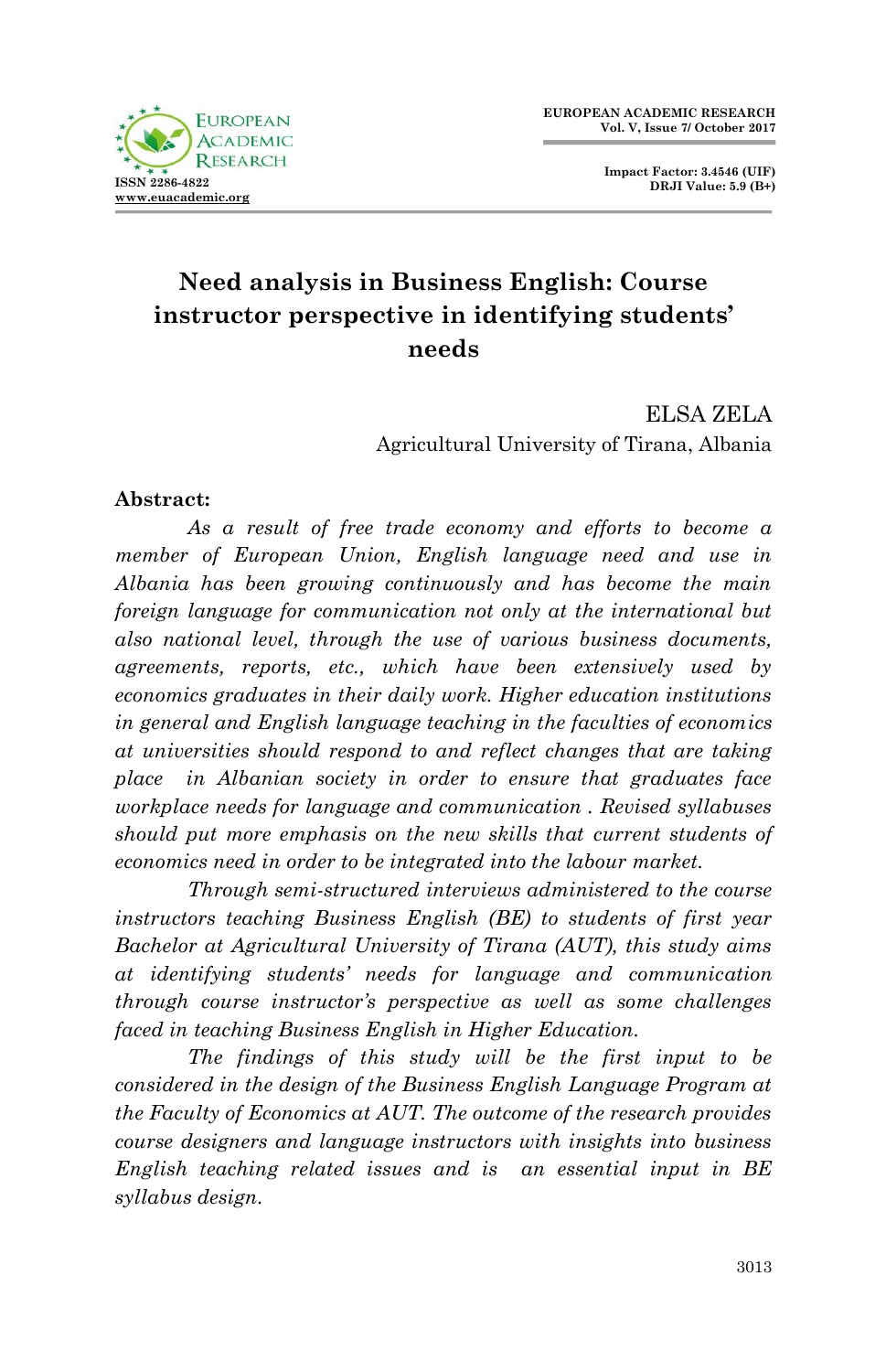# Need analysis in Business English: Course instructor perspective in identifying students' needs

ELSA ZELA
Agricultural University of Tirana, Albania

**Abstract:**

*As a result of free trade economy and efforts to become a member of European Union, English language need and use in Albania has been growing continuously and has become the main foreign language for communication not only at the international but also national level, through the use of various business documents, agreements, reports, etc., which have been extensively used by economics graduates in their daily work. Higher education institutions in general and English language teaching in the faculties of economics at universities should respond to and reflect changes that are taking place in Albanian society in order to ensure that graduates face workplace needs for language and communication . Revised syllabuses should put more emphasis on the new skills that current students of economics need in order to be integrated into the labour market.*

*Through semi-structured interviews administered to the course instructors teaching Business English (BE) to students of first year Bachelor at Agricultural University of Tirana (AUT), this study aims at identifying students' needs for language and communication through course instructor's perspective as well as some challenges faced in teaching Business English in Higher Education.*

*The findings of this study will be the first input to be considered in the design of the Business English Language Program at the Faculty of Economics at AUT. The outcome of the research provides course designers and language instructors with insights into business English teaching related issues and is an essential input in BE syllabus design.*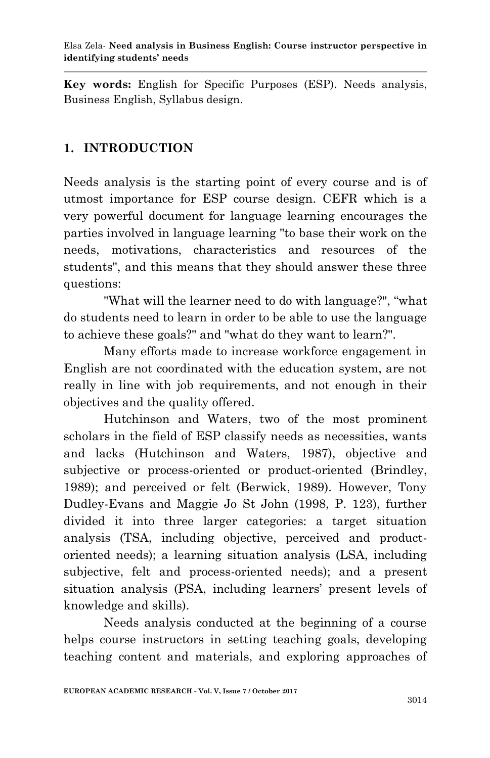**Key words:** English for Specific Purposes (ESP). Needs analysis, Business English, Syllabus design.

## 1. INTRODUCTION

Needs analysis is the starting point of every course and is of utmost importance for ESP course design. CEFR which is a very powerful document for language learning encourages the parties involved in language learning "to base their work on the needs, motivations, characteristics and resources of the students", and this means that they should answer these three questions:

"What will the learner need to do with language?", "what do students need to learn in order to be able to use the language to achieve these goals?" and "what do they want to learn?".

Many efforts made to increase workforce engagement in English are not coordinated with the education system, are not really in line with job requirements, and not enough in their objectives and the quality offered.

Hutchinson and Waters, two of the most prominent scholars in the field of ESP classify needs as necessities, wants and lacks (Hutchinson and Waters, 1987), objective and subjective or process-oriented or product-oriented (Brindley, 1989); and perceived or felt (Berwick, 1989). However, Tony Dudley-Evans and Maggie Jo St John (1998, P. 123), further divided it into three larger categories: a target situation analysis (TSA, including objective, perceived and product-oriented needs); a learning situation analysis (LSA, including subjective, felt and process-oriented needs); and a present situation analysis (PSA, including learners' present levels of knowledge and skills).

Needs analysis conducted at the beginning of a course helps course instructors in setting teaching goals, developing teaching content and materials, and exploring approaches of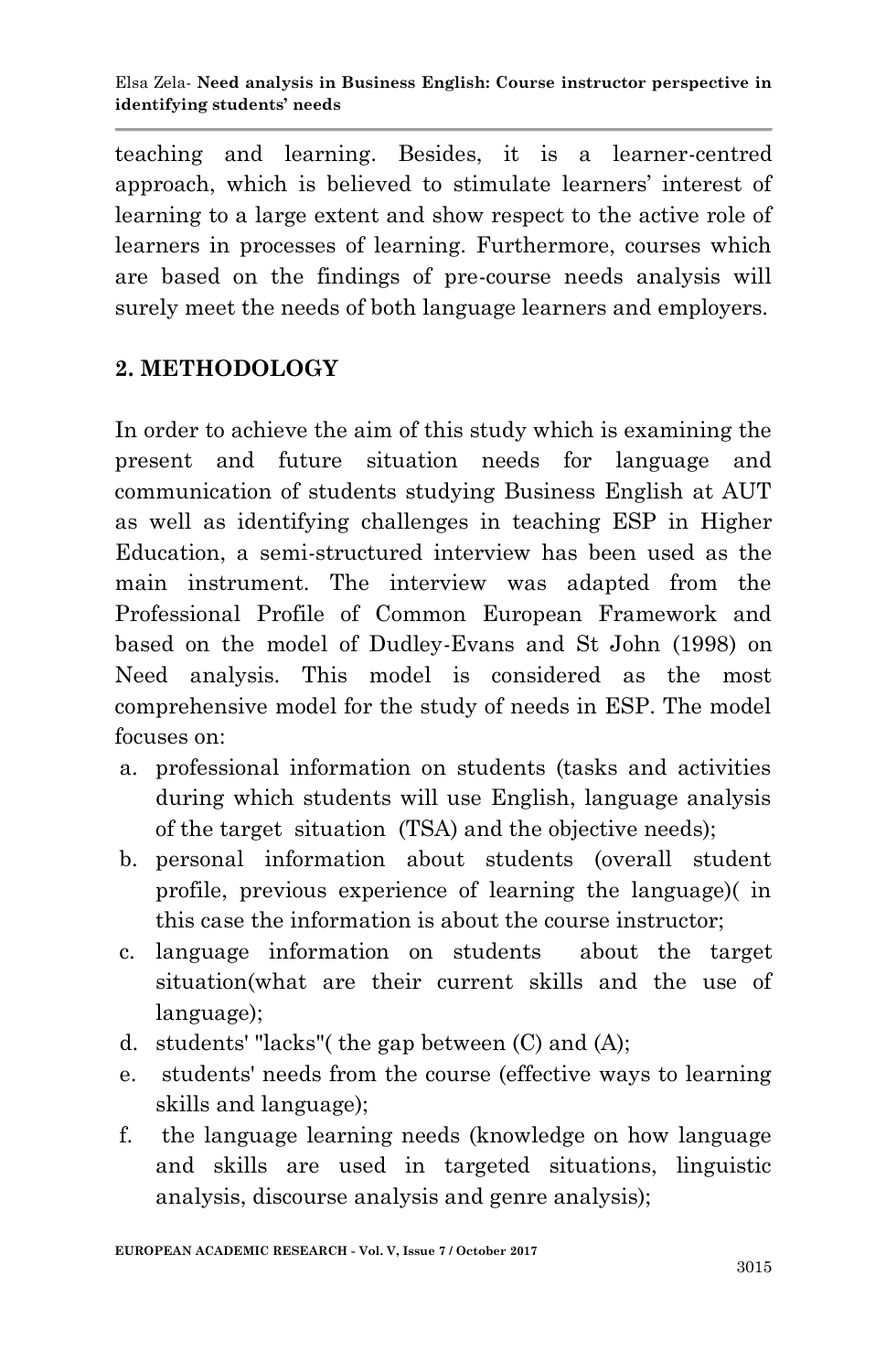teaching and learning. Besides, it is a learner-centred approach, which is believed to stimulate learners' interest of learning to a large extent and show respect to the active role of learners in processes of learning. Furthermore, courses which are based on the findings of pre-course needs analysis will surely meet the needs of both language learners and employers.

## 2. METHODOLOGY

In order to achieve the aim of this study which is examining the present and future situation needs for language and communication of students studying Business English at AUT as well as identifying challenges in teaching ESP in Higher Education, a semi-structured interview has been used as the main instrument. The interview was adapted from the Professional Profile of Common European Framework and based on the model of Dudley-Evans and St John (1998) on Need analysis. This model is considered as the most comprehensive model for the study of needs in ESP. The model focuses on:

a. professional information on students (tasks and activities during which students will use English, language analysis of the target situation (TSA) and the objective needs);
b. personal information about students (overall student profile, previous experience of learning the language)( in this case the information is about the course instructor;
c. language information on students about the target situation(what are their current skills and the use of language);
d. students' "lacks"( the gap between (C) and (A);
e. students' needs from the course (effective ways to learning skills and language);
f. the language learning needs (knowledge on how language and skills are used in targeted situations, linguistic analysis, discourse analysis and genre analysis);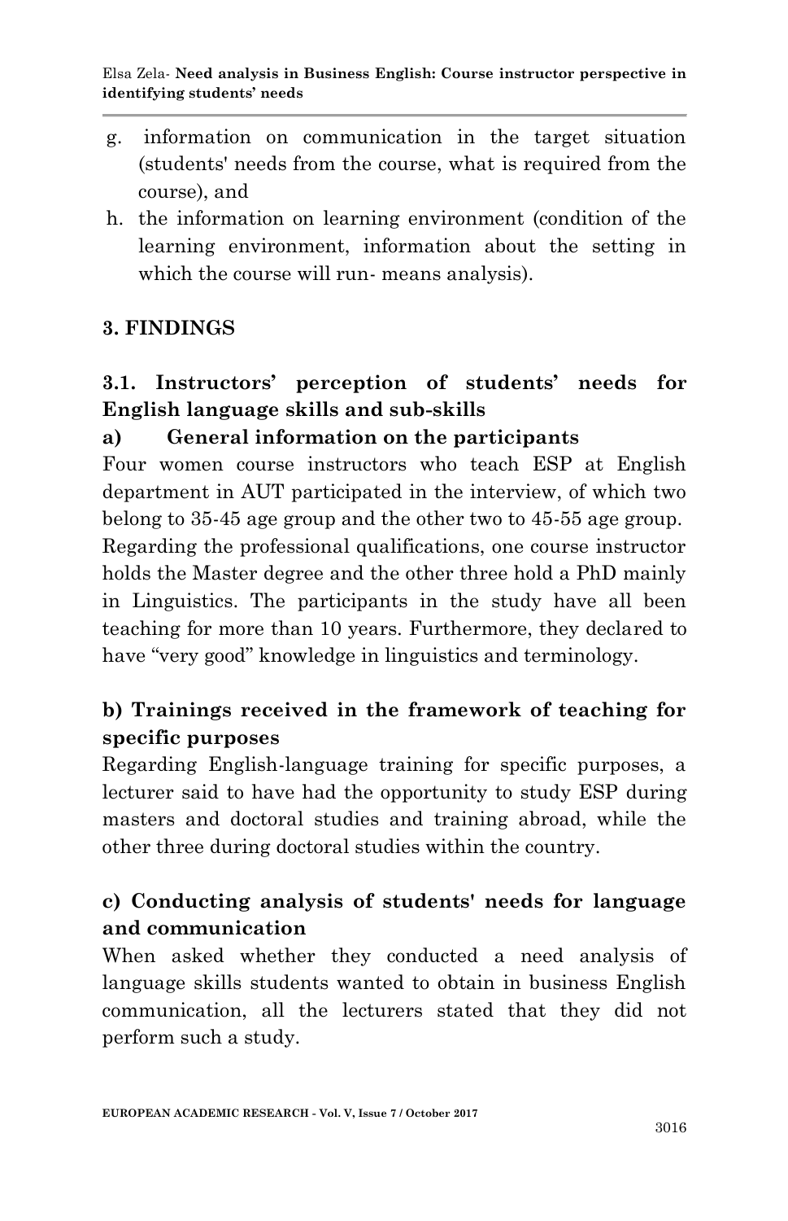g. information on communication in the target situation (students' needs from the course, what is required from the course), and

h. the information on learning environment (condition of the learning environment, information about the setting in which the course will run- means analysis).

## 3. FINDINGS

### 3.1. Instructors' perception of students' needs for English language skills and sub-skills

#### a) General information on the participants

Four women course instructors who teach ESP at English department in AUT participated in the interview, of which two belong to 35-45 age group and the other two to 45-55 age group. Regarding the professional qualifications, one course instructor holds the Master degree and the other three hold a PhD mainly in Linguistics. The participants in the study have all been teaching for more than 10 years. Furthermore, they declared to have "very good" knowledge in linguistics and terminology.

#### b) Trainings received in the framework of teaching for specific purposes

Regarding English-language training for specific purposes, a lecturer said to have had the opportunity to study ESP during masters and doctoral studies and training abroad, while the other three during doctoral studies within the country.

#### c) Conducting analysis of students' needs for language and communication

When asked whether they conducted a need analysis of language skills students wanted to obtain in business English communication, all the lecturers stated that they did not perform such a study.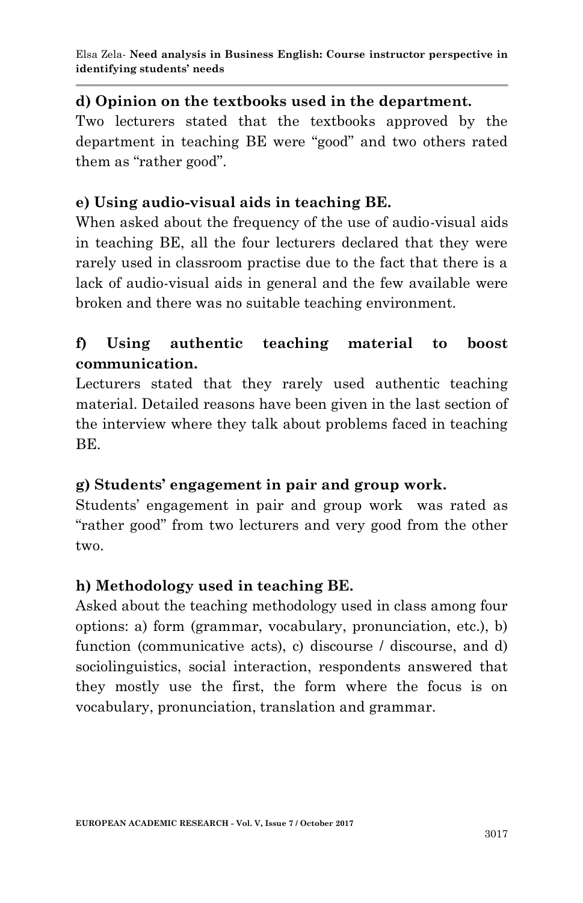**d) Opinion on the textbooks used in the department.**

Two lecturers stated that the textbooks approved by the department in teaching BE were "good" and two others rated them as "rather good".

**e) Using audio-visual aids in teaching BE.**

When asked about the frequency of the use of audio-visual aids in teaching BE, all the four lecturers declared that they were rarely used in classroom practise due to the fact that there is a lack of audio-visual aids in general and the few available were broken and there was no suitable teaching environment.

**f) Using authentic teaching material to boost communication.**

Lecturers stated that they rarely used authentic teaching material. Detailed reasons have been given in the last section of the interview where they talk about problems faced in teaching BE.

**g) Students' engagement in pair and group work.**

Students' engagement in pair and group work was rated as "rather good" from two lecturers and very good from the other two.

**h) Methodology used in teaching BE.**

Asked about the teaching methodology used in class among four options: a) form (grammar, vocabulary, pronunciation, etc.), b) function (communicative acts), c) discourse / discourse, and d) sociolinguistics, social interaction, respondents answered that they mostly use the first, the form where the focus is on vocabulary, pronunciation, translation and grammar.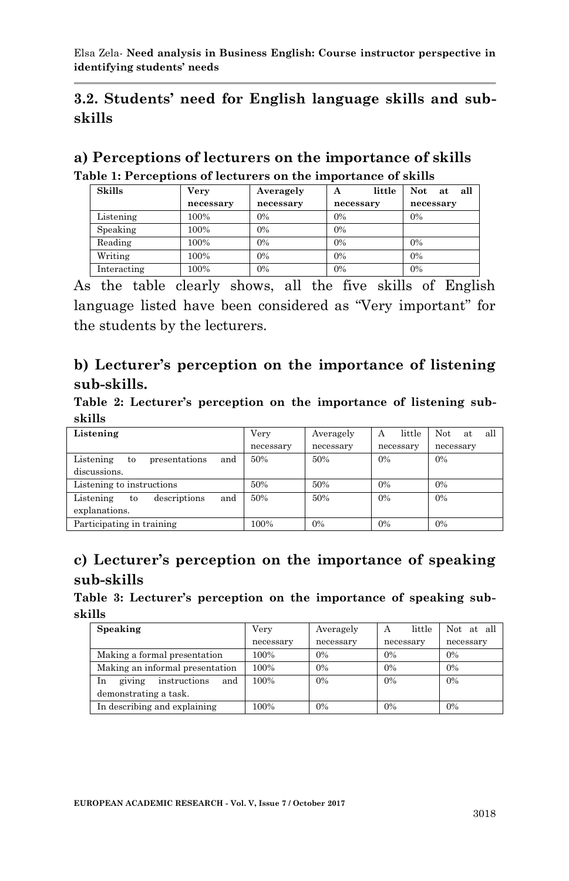## 3.2. Students' need for English language skills and sub-skills

### a) Perceptions of lecturers on the importance of skills

**Table 1: Perceptions of lecturers on the importance of skills**

| Skills | Very necessary | Averagely necessary | A little necessary | Not at all necessary |
|---|---|---|---|---|
| Listening | 100% | 0% | 0% | 0% |
| Speaking | 100% | 0% | 0% | |
| Reading | 100% | 0% | 0% | 0% |
| Writing | 100% | 0% | 0% | 0% |
| Interacting | 100% | 0% | 0% | 0% |

As the table clearly shows, all the five skills of English language listed have been considered as "Very important" for the students by the lecturers.

### b) Lecturer's perception on the importance of listening sub-skills.

**Table 2: Lecturer's perception on the importance of listening sub-skills**

| Listening | Very necessary | Averagely necessary | A little necessary | Not at all necessary |
|---|---|---|---|---|
| Listening to presentations and discussions. | 50% | 50% | 0% | 0% |
| Listening to instructions | 50% | 50% | 0% | 0% |
| Listening to descriptions and explanations. | 50% | 50% | 0% | 0% |
| Participating in training | 100% | 0% | 0% | 0% |

### c) Lecturer's perception on the importance of speaking sub-skills

**Table 3: Lecturer's perception on the importance of speaking sub-skills**

| Speaking | Very necessary | Averagely necessary | A little necessary | Not at all necessary |
|---|---|---|---|---|
| Making a formal presentation | 100% | 0% | 0% | 0% |
| Making an informal presentation | 100% | 0% | 0% | 0% |
| In giving instructions and demonstrating a task. | 100% | 0% | 0% | 0% |
| In describing and explaining | 100% | 0% | 0% | 0% |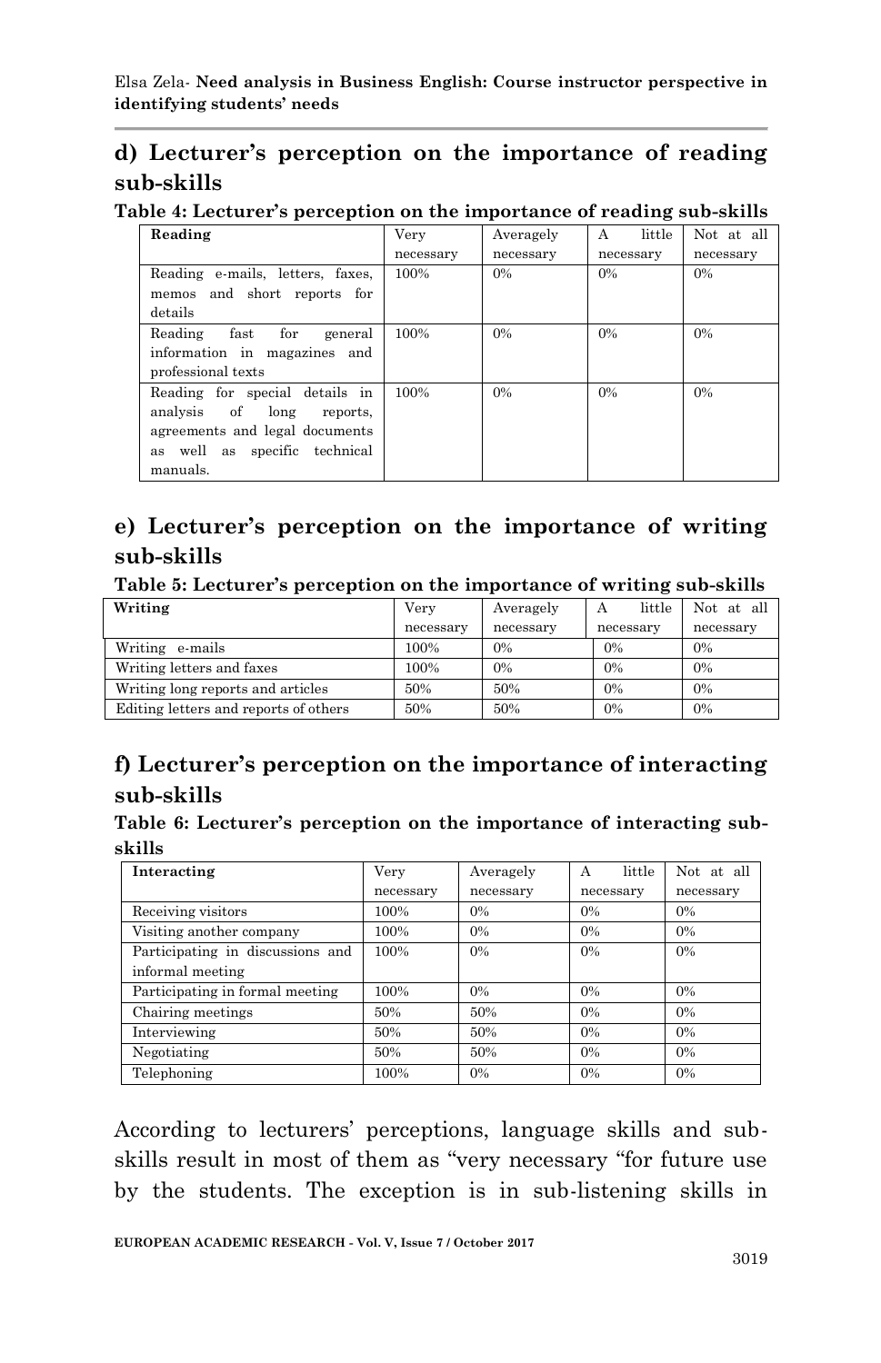## d) Lecturer's perception on the importance of reading sub-skills

**Table 4: Lecturer's perception on the importance of reading sub-skills**

| Reading | Very necessary | Averagely necessary | A little necessary | Not at all necessary |
|---|---|---|---|---|
| Reading e-mails, letters, faxes, memos and short reports for details | 100% | 0% | 0% | 0% |
| Reading fast for general information in magazines and professional texts | 100% | 0% | 0% | 0% |
| Reading for special details in analysis of long reports, agreements and legal documents as well as specific technical manuals. | 100% | 0% | 0% | 0% |

## e) Lecturer's perception on the importance of writing sub-skills

**Table 5: Lecturer's perception on the importance of writing sub-skills**

| Writing | Very necessary | Averagely necessary | A little necessary | Not at all necessary |
|---|---|---|---|---|
| Writing e-mails | 100% | 0% | 0% | 0% |
| Writing letters and faxes | 100% | 0% | 0% | 0% |
| Writing long reports and articles | 50% | 50% | 0% | 0% |
| Editing letters and reports of others | 50% | 50% | 0% | 0% |

## f) Lecturer's perception on the importance of interacting sub-skills

**Table 6: Lecturer's perception on the importance of interacting sub-skills**

| Interacting | Very necessary | Averagely necessary | A little necessary | Not at all necessary |
|---|---|---|---|---|
| Receiving visitors | 100% | 0% | 0% | 0% |
| Visiting another company | 100% | 0% | 0% | 0% |
| Participating in discussions and informal meeting | 100% | 0% | 0% | 0% |
| Participating in formal meeting | 100% | 0% | 0% | 0% |
| Chairing meetings | 50% | 50% | 0% | 0% |
| Interviewing | 50% | 50% | 0% | 0% |
| Negotiating | 50% | 50% | 0% | 0% |
| Telephoning | 100% | 0% | 0% | 0% |

According to lecturers' perceptions, language skills and sub-skills result in most of them as "very necessary "for future use by the students. The exception is in sub-listening skills in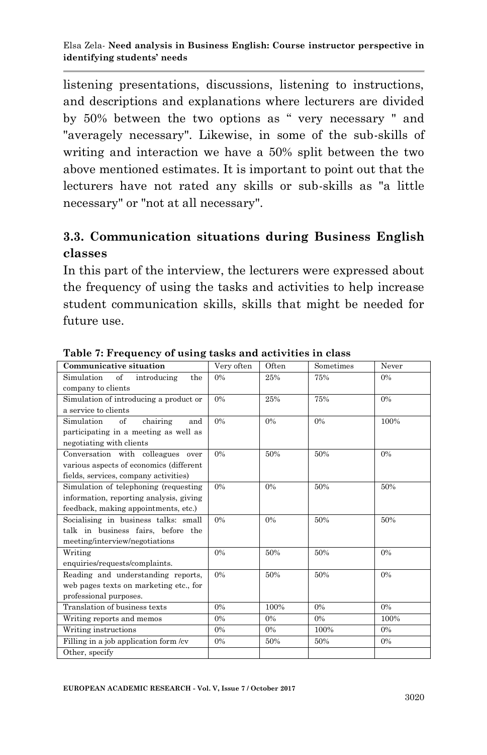listening presentations, discussions, listening to instructions, and descriptions and explanations where lecturers are divided by 50% between the two options as " very necessary " and "averagely necessary". Likewise, in some of the sub-skills of writing and interaction we have a 50% split between the two above mentioned estimates. It is important to point out that the lecturers have not rated any skills or sub-skills as "a little necessary" or "not at all necessary".

### 3.3. Communication situations during Business English classes

In this part of the interview, the lecturers were expressed about the frequency of using the tasks and activities to help increase student communication skills, skills that might be needed for future use.

**Table 7: Frequency of using tasks and activities in class**

| Communicative situation | Very often | Often | Sometimes | Never |
|---|---|---|---|---|
| Simulation of introducing the company to clients | 0% | 25% | 75% | 0% |
| Simulation of introducing a product or a service to clients | 0% | 25% | 75% | 0% |
| Simulation of chairing and participating in a meeting as well as negotiating with clients | 0% | 0% | 0% | 100% |
| Conversation with colleagues over various aspects of economics (different fields, services, company activities) | 0% | 50% | 50% | 0% |
| Simulation of telephoning (requesting information, reporting analysis, giving feedback, making appointments, etc.) | 0% | 0% | 50% | 50% |
| Socialising in business talks: small talk in business fairs, before the meeting/interview/negotiations | 0% | 0% | 50% | 50% |
| Writing enquiries/requests/complaints. | 0% | 50% | 50% | 0% |
| Reading and understanding reports, web pages texts on marketing etc., for professional purposes. | 0% | 50% | 50% | 0% |
| Translation of business texts | 0% | 100% | 0% | 0% |
| Writing reports and memos | 0% | 0% | 0% | 100% |
| Writing instructions | 0% | 0% | 100% | 0% |
| Filling in a job application form /cv | 0% | 50% | 50% | 0% |
| Other, specify | | | | |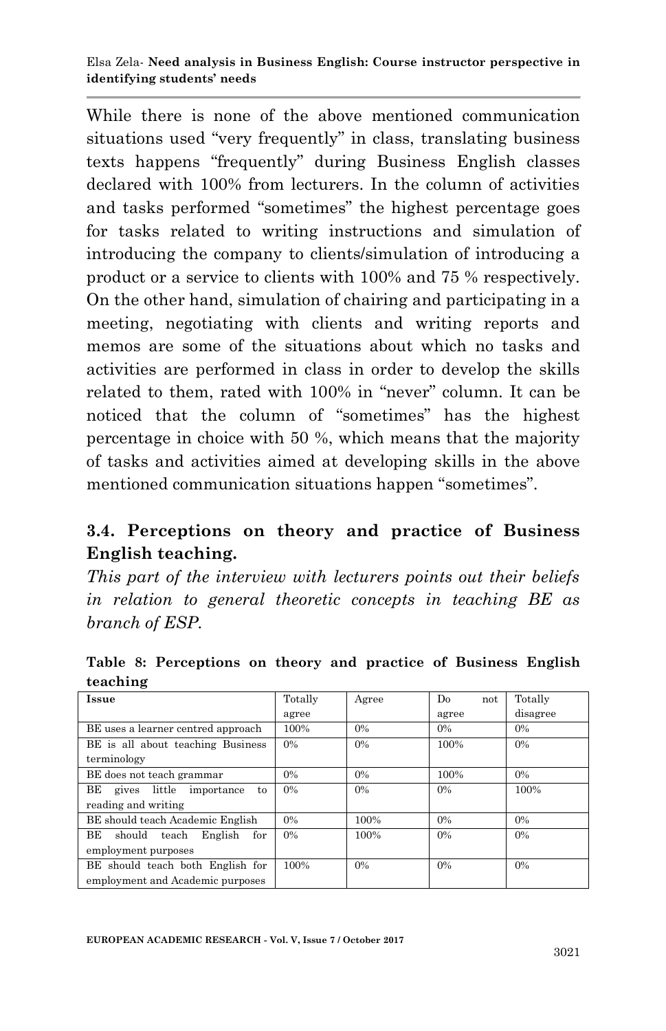While there is none of the above mentioned communication situations used "very frequently" in class, translating business texts happens "frequently" during Business English classes declared with 100% from lecturers. In the column of activities and tasks performed "sometimes" the highest percentage goes for tasks related to writing instructions and simulation of introducing the company to clients/simulation of introducing a product or a service to clients with 100% and 75 % respectively. On the other hand, simulation of chairing and participating in a meeting, negotiating with clients and writing reports and memos are some of the situations about which no tasks and activities are performed in class in order to develop the skills related to them, rated with 100% in "never" column. It can be noticed that the column of "sometimes" has the highest percentage in choice with 50 %, which means that the majority of tasks and activities aimed at developing skills in the above mentioned communication situations happen "sometimes".

### 3.4. Perceptions on theory and practice of Business English teaching.

*This part of the interview with lecturers points out their beliefs in relation to general theoretic concepts in teaching BE as branch of ESP.*

**Table 8: Perceptions on theory and practice of Business English teaching**

| Issue | Totally agree | Agree | Do not agree | Totally disagree |
|---|---|---|---|---|
| BE uses a learner centred approach | 100% | 0% | 0% | 0% |
| BE is all about teaching Business terminology | 0% | 0% | 100% | 0% |
| BE does not teach grammar | 0% | 0% | 100% | 0% |
| BE gives little importance to reading and writing | 0% | 0% | 0% | 100% |
| BE should teach Academic English | 0% | 100% | 0% | 0% |
| BE should teach English for employment purposes | 0% | 100% | 0% | 0% |
| BE should teach both English for employment and Academic purposes | 100% | 0% | 0% | 0% |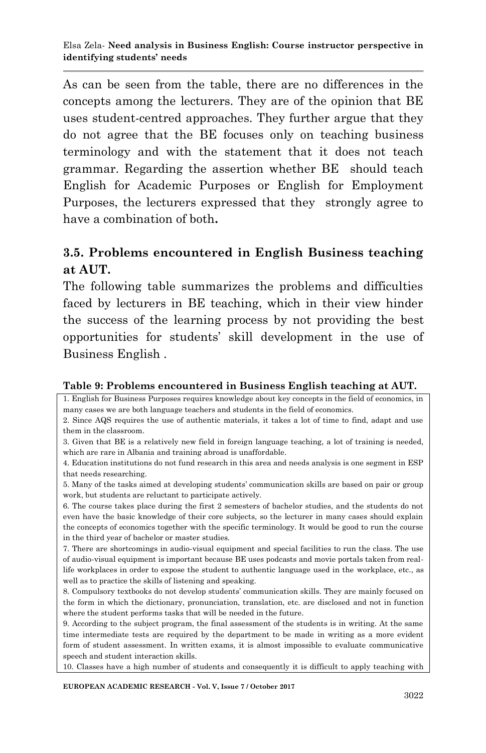As can be seen from the table, there are no differences in the concepts among the lecturers. They are of the opinion that BE uses student-centred approaches. They further argue that they do not agree that the BE focuses only on teaching business terminology and with the statement that it does not teach grammar. Regarding the assertion whether BE should teach English for Academic Purposes or English for Employment Purposes, the lecturers expressed that they strongly agree to have a combination of both**.**

## 3.5. Problems encountered in English Business teaching at AUT.

The following table summarizes the problems and difficulties faced by lecturers in BE teaching, which in their view hinder the success of the learning process by not providing the best opportunities for students' skill development in the use of Business English .

**Table 9: Problems encountered in Business English teaching at AUT.**

| |
|---|
| 1. English for Business Purposes requires knowledge about key concepts in the field of economics, in many cases we are both language teachers and students in the field of economics. |
| 2. Since AQS requires the use of authentic materials, it takes a lot of time to find, adapt and use them in the classroom. |
| 3. Given that BE is a relatively new field in foreign language teaching, a lot of training is needed, which are rare in Albania and training abroad is unaffordable. |
| 4. Education institutions do not fund research in this area and needs analysis is one segment in ESP that needs researching. |
| 5. Many of the tasks aimed at developing students' communication skills are based on pair or group work, but students are reluctant to participate actively. |
| 6. The course takes place during the first 2 semesters of bachelor studies, and the students do not even have the basic knowledge of their core subjects, so the lecturer in many cases should explain the concepts of economics together with the specific terminology. It would be good to run the course in the third year of bachelor or master studies. |
| 7. There are shortcomings in audio-visual equipment and special facilities to run the class. The use of audio-visual equipment is important because BE uses podcasts and movie portals taken from real-life workplaces in order to expose the student to authentic language used in the workplace, etc., as well as to practice the skills of listening and speaking. |
| 8. Compulsory textbooks do not develop students' communication skills. They are mainly focused on the form in which the dictionary, pronunciation, translation, etc. are disclosed and not in function where the student performs tasks that will be needed in the future. |
| 9. According to the subject program, the final assessment of the students is in writing. At the same time intermediate tests are required by the department to be made in writing as a more evident form of student assessment. In written exams, it is almost impossible to evaluate communicative speech and student interaction skills. |
| 10. Classes have a high number of students and consequently it is difficult to apply teaching with |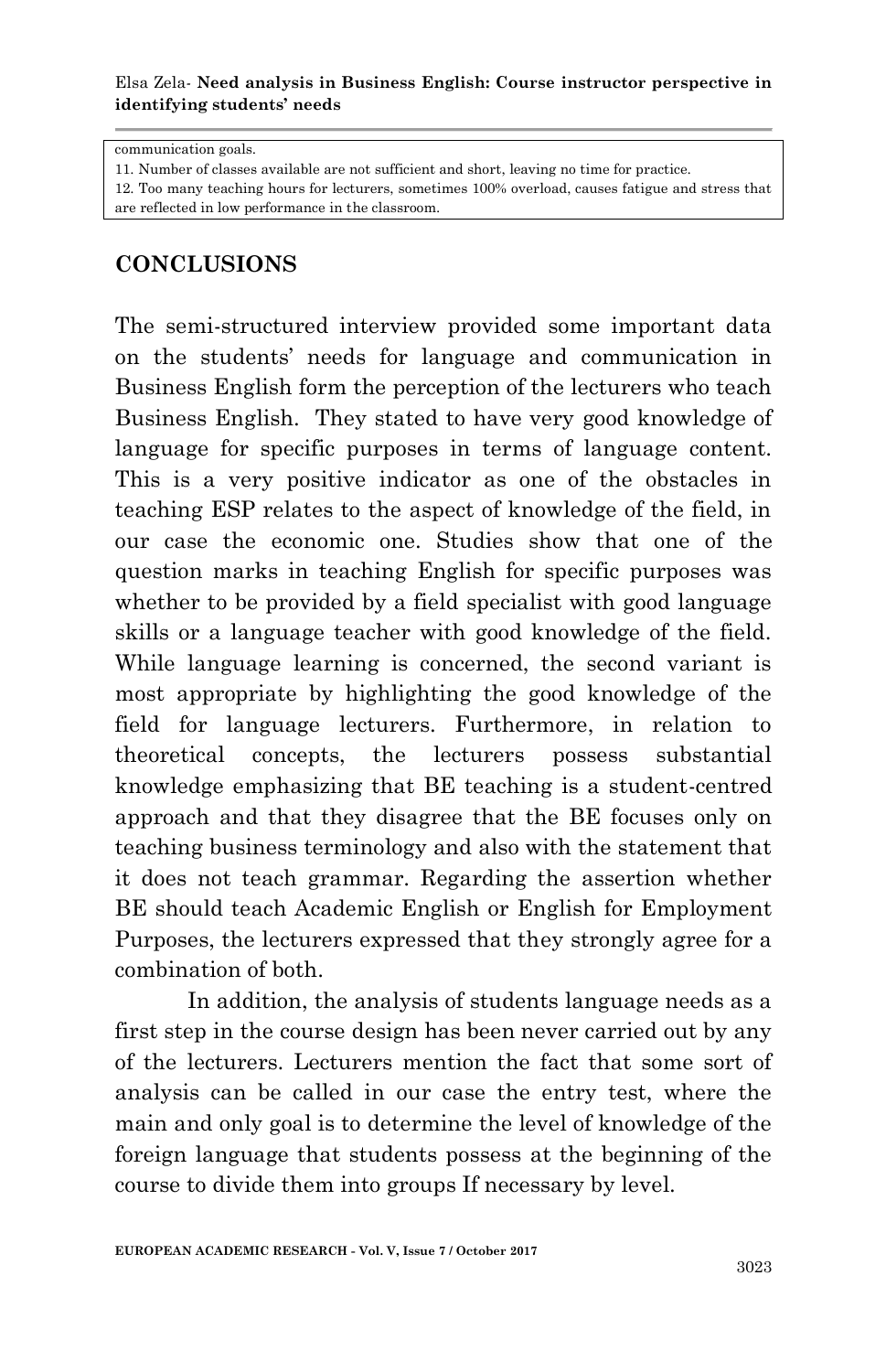| communication goals. |
|---|
| 11. Number of classes available are not sufficient and short, leaving no time for practice. |
| 12. Too many teaching hours for lecturers, sometimes 100% overload, causes fatigue and stress that are reflected in low performance in the classroom. |

## CONCLUSIONS

The semi-structured interview provided some important data on the students' needs for language and communication in Business English form the perception of the lecturers who teach Business English. They stated to have very good knowledge of language for specific purposes in terms of language content. This is a very positive indicator as one of the obstacles in teaching ESP relates to the aspect of knowledge of the field, in our case the economic one. Studies show that one of the question marks in teaching English for specific purposes was whether to be provided by a field specialist with good language skills or a language teacher with good knowledge of the field. While language learning is concerned, the second variant is most appropriate by highlighting the good knowledge of the field for language lecturers. Furthermore, in relation to theoretical concepts, the lecturers possess substantial knowledge emphasizing that BE teaching is a student-centred approach and that they disagree that the BE focuses only on teaching business terminology and also with the statement that it does not teach grammar. Regarding the assertion whether BE should teach Academic English or English for Employment Purposes, the lecturers expressed that they strongly agree for a combination of both.

In addition, the analysis of students language needs as a first step in the course design has been never carried out by any of the lecturers. Lecturers mention the fact that some sort of analysis can be called in our case the entry test, where the main and only goal is to determine the level of knowledge of the foreign language that students possess at the beginning of the course to divide them into groups If necessary by level.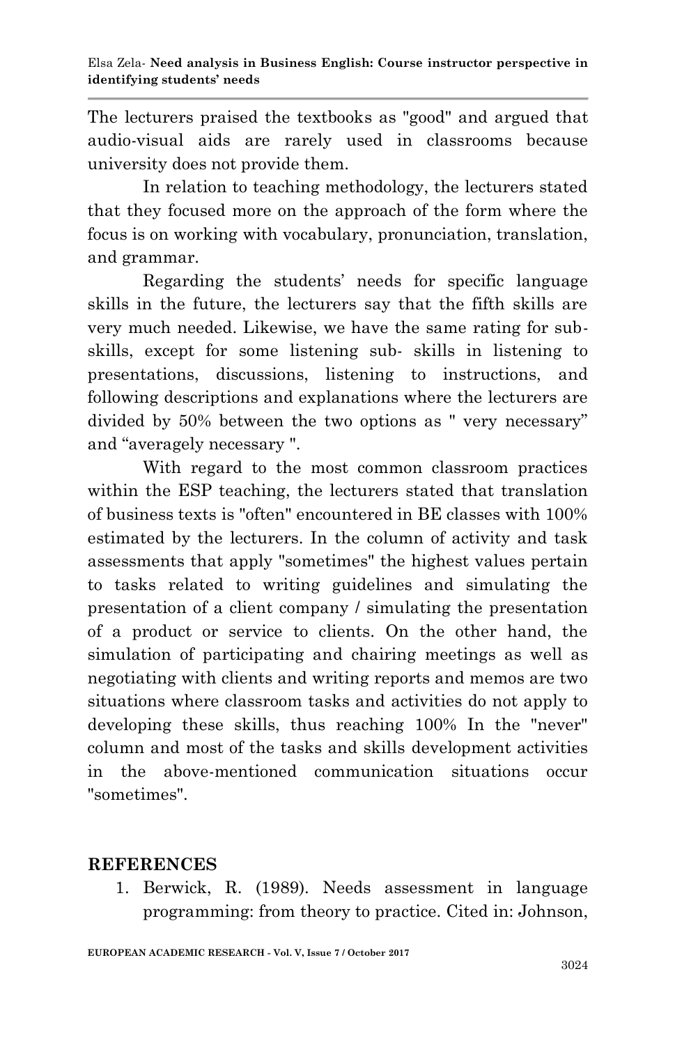The lecturers praised the textbooks as "good" and argued that audio-visual aids are rarely used in classrooms because university does not provide them.

In relation to teaching methodology, the lecturers stated that they focused more on the approach of the form where the focus is on working with vocabulary, pronunciation, translation, and grammar.

Regarding the students' needs for specific language skills in the future, the lecturers say that the fifth skills are very much needed. Likewise, we have the same rating for sub-skills, except for some listening sub- skills in listening to presentations, discussions, listening to instructions, and following descriptions and explanations where the lecturers are divided by 50% between the two options as " very necessary" and "averagely necessary ".

With regard to the most common classroom practices within the ESP teaching, the lecturers stated that translation of business texts is "often" encountered in BE classes with 100% estimated by the lecturers. In the column of activity and task assessments that apply "sometimes" the highest values pertain to tasks related to writing guidelines and simulating the presentation of a client company / simulating the presentation of a product or service to clients. On the other hand, the simulation of participating and chairing meetings as well as negotiating with clients and writing reports and memos are two situations where classroom tasks and activities do not apply to developing these skills, thus reaching 100% In the "never" column and most of the tasks and skills development activities in the above-mentioned communication situations occur "sometimes".

## REFERENCES

1. Berwick, R. (1989). Needs assessment in language programming: from theory to practice. Cited in: Johnson,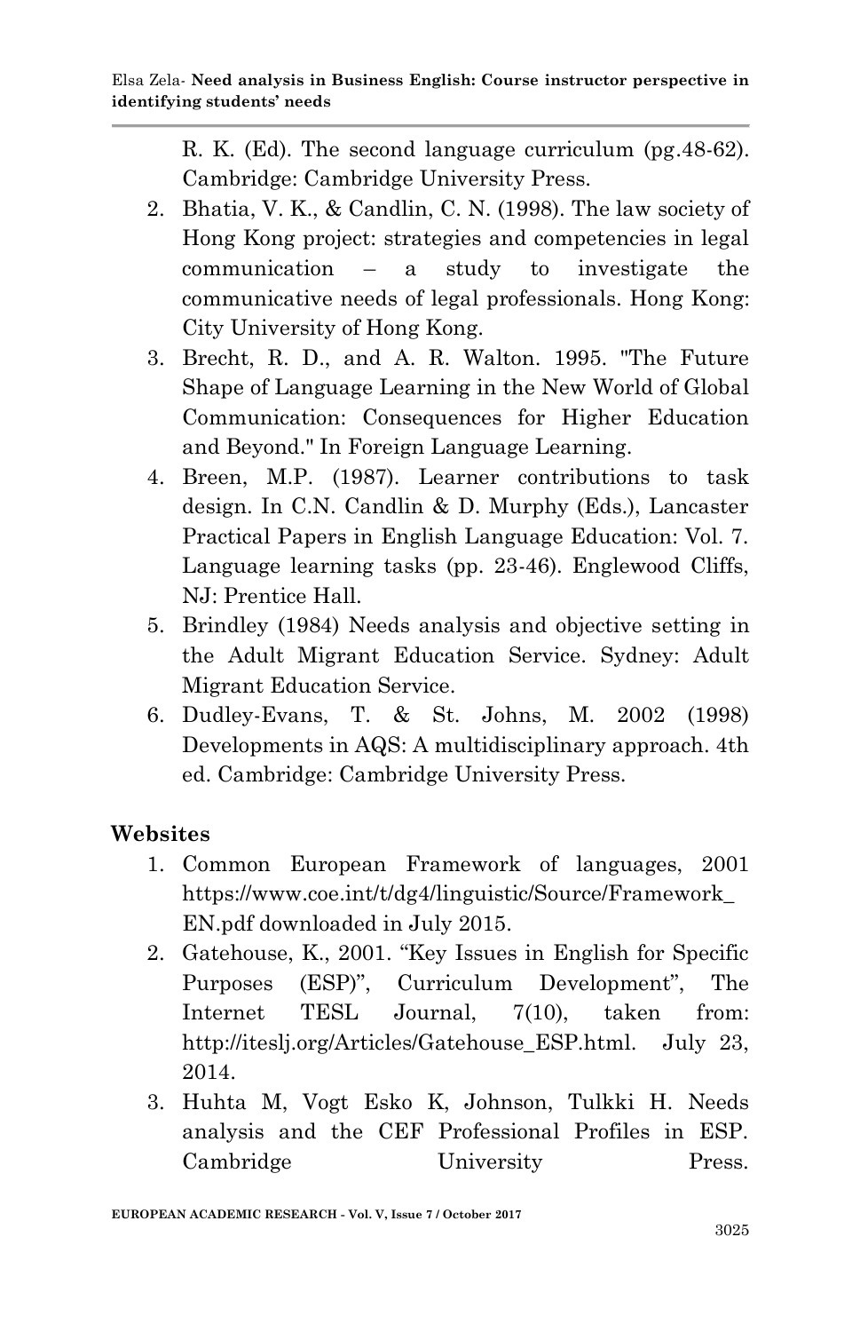R. K. (Ed). The second language curriculum (pg.48-62). Cambridge: Cambridge University Press.

2. Bhatia, V. K., & Candlin, C. N. (1998). The law society of Hong Kong project: strategies and competencies in legal communication – a study to investigate the communicative needs of legal professionals. Hong Kong: City University of Hong Kong.
3. Brecht, R. D., and A. R. Walton. 1995. "The Future Shape of Language Learning in the New World of Global Communication: Consequences for Higher Education and Beyond." In Foreign Language Learning.
4. Breen, M.P. (1987). Learner contributions to task design. In C.N. Candlin & D. Murphy (Eds.), Lancaster Practical Papers in English Language Education: Vol. 7. Language learning tasks (pp. 23-46). Englewood Cliffs, NJ: Prentice Hall.
5. Brindley (1984) Needs analysis and objective setting in the Adult Migrant Education Service. Sydney: Adult Migrant Education Service.
6. Dudley-Evans, T. & St. Johns, M. 2002 (1998) Developments in AQS: A multidisciplinary approach. 4th ed. Cambridge: Cambridge University Press.

## Websites

1. Common European Framework of languages, 2001 https://www.coe.int/t/dg4/linguistic/Source/Framework_EN.pdf downloaded in July 2015.
2. Gatehouse, K., 2001. "Key Issues in English for Specific Purposes (ESP)", Curriculum Development", The Internet TESL Journal, 7(10), taken from: http://iteslj.org/Articles/Gatehouse_ESP.html. July 23, 2014.
3. Huhta M, Vogt Esko K, Johnson, Tulkki H. Needs analysis and the CEF Professional Profiles in ESP. Cambridge University Press.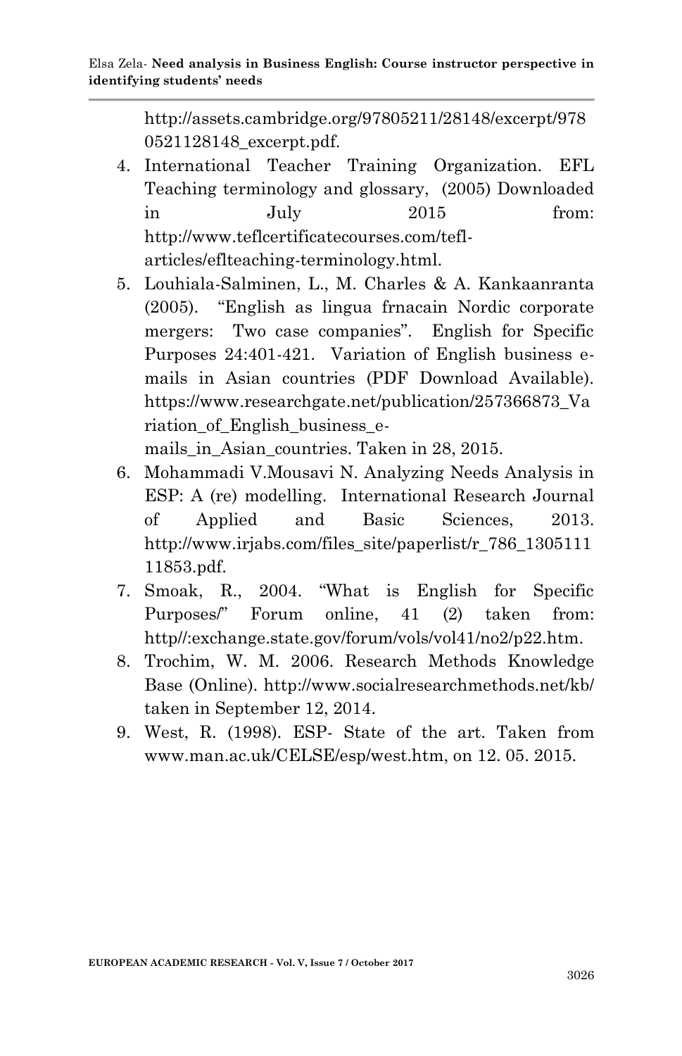http://assets.cambridge.org/97805211/28148/excerpt/9780521128148_excerpt.pdf.

4. International Teacher Training Organization. EFL Teaching terminology and glossary, (2005) Downloaded in July 2015 from: http://www.teflcertificatecourses.com/tefl-articles/eflteaching-terminology.html.
5. Louhiala-Salminen, L., M. Charles & A. Kankaanranta (2005). "English as lingua frnacain Nordic corporate mergers: Two case companies". English for Specific Purposes 24:401-421. Variation of English business e-mails in Asian countries (PDF Download Available). https://www.researchgate.net/publication/257366873_Variation_of_English_business_e-mails_in_Asian_countries. Taken in 28, 2015.
6. Mohammadi V.Mousavi N. Analyzing Needs Analysis in ESP: A (re) modelling. International Research Journal of Applied and Basic Sciences, 2013. http://www.irjabs.com/files_site/paperlist/r_786_130511111853.pdf.
7. Smoak, R., 2004. "What is English for Specific Purposes/" Forum online, 41 (2) taken from: http//:exchange.state.gov/forum/vols/vol41/no2/p22.htm.
8. Trochim, W. M. 2006. Research Methods Knowledge Base (Online). http://www.socialresearchmethods.net/kb/ taken in September 12, 2014.
9. West, R. (1998). ESP- State of the art. Taken from www.man.ac.uk/CELSE/esp/west.htm, on 12. 05. 2015.